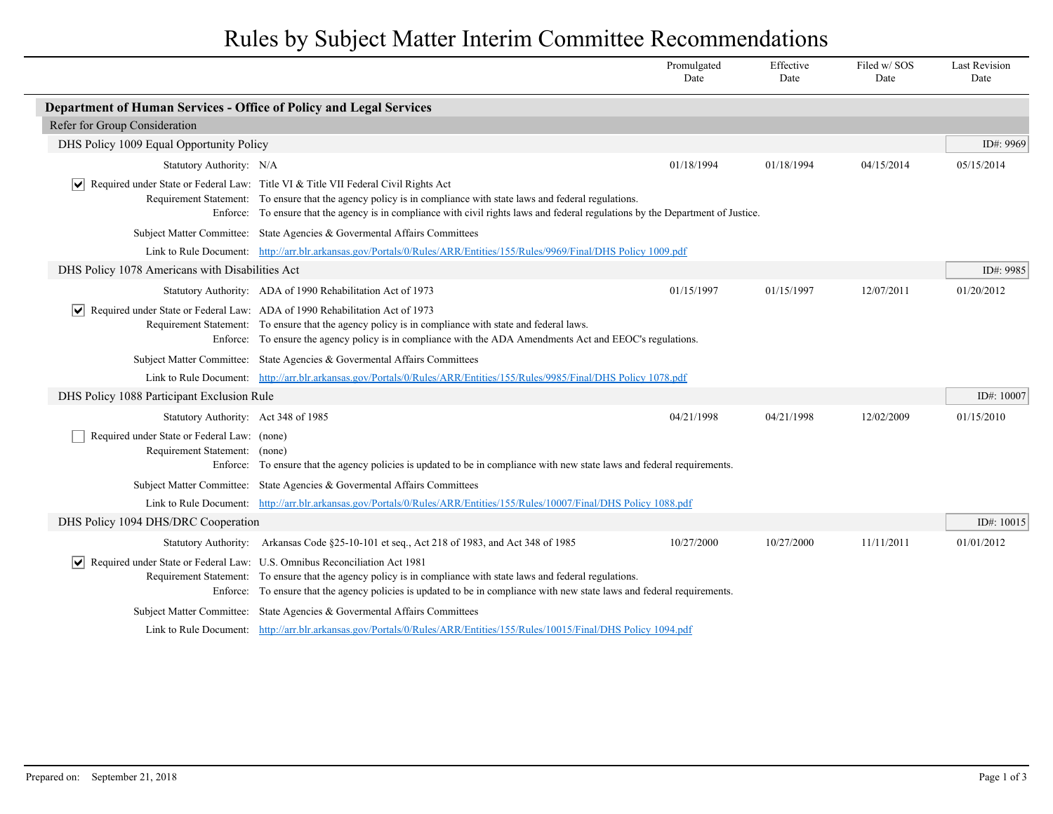# Rules by Subject Matter Interim Committee Recommendations

| | Promulgated Date | Effective Date | Filed w/ SOS Date | Last Revision Date |
|---|---|---|---|---|

## Department of Human Services - Office of Policy and Legal Services

### Refer for Group Consideration

#### DHS Policy 1009 Equal Opportunity Policy

ID#: 9969

| | Promulgated Date | Effective Date | Filed w/ SOS Date | Last Revision Date |
|---|---|---|---|---|
| Statutory Authority: N/A | 01/18/1994 | 01/18/1994 | 04/15/2014 | 05/15/2014 |

- [x] Required under State or Federal Law: Title VI & Title VII Federal Civil Rights Act

Requirement Statement: To ensure that the agency policy is in compliance with state laws and federal regulations.

Enforce: To ensure that the agency is in compliance with civil rights laws and federal regulations by the Department of Justice.

Subject Matter Committee: State Agencies & Govermental Affairs Committees

Link to Rule Document: http://arr.blr.arkansas.gov/Portals/0/Rules/ARR/Entities/155/Rules/9969/Final/DHS Policy 1009.pdf

#### DHS Policy 1078 Americans with Disabilities Act

ID#: 9985

| | Promulgated Date | Effective Date | Filed w/ SOS Date | Last Revision Date |
|---|---|---|---|---|
| Statutory Authority: ADA of 1990 Rehabilitation Act of 1973 | 01/15/1997 | 01/15/1997 | 12/07/2011 | 01/20/2012 |

- [x] Required under State or Federal Law: ADA of 1990 Rehabilitation Act of 1973

Requirement Statement: To ensure that the agency policy is in compliance with state and federal laws.

Enforce: To ensure the agency policy is in compliance with the ADA Amendments Act and EEOC's regulations.

Subject Matter Committee: State Agencies & Govermental Affairs Committees

Link to Rule Document: http://arr.blr.arkansas.gov/Portals/0/Rules/ARR/Entities/155/Rules/9985/Final/DHS Policy 1078.pdf

#### DHS Policy 1088 Participant Exclusion Rule

ID#: 10007

| | Promulgated Date | Effective Date | Filed w/ SOS Date | Last Revision Date |
|---|---|---|---|---|
| Statutory Authority: Act 348 of 1985 | 04/21/1998 | 04/21/1998 | 12/02/2009 | 01/15/2010 |

- [ ] Required under State or Federal Law: (none)

Requirement Statement: (none)

Enforce: To ensure that the agency policies is updated to be in compliance with new state laws and federal requirements.

Subject Matter Committee: State Agencies & Govermental Affairs Committees

Link to Rule Document: http://arr.blr.arkansas.gov/Portals/0/Rules/ARR/Entities/155/Rules/10007/Final/DHS Policy 1088.pdf

#### DHS Policy 1094 DHS/DRC Cooperation

ID#: 10015

| | Promulgated Date | Effective Date | Filed w/ SOS Date | Last Revision Date |
|---|---|---|---|---|
| Statutory Authority: Arkansas Code §25-10-101 et seq., Act 218 of 1983, and Act 348 of 1985 | 10/27/2000 | 10/27/2000 | 11/11/2011 | 01/01/2012 |

- [x] Required under State or Federal Law: U.S. Omnibus Reconciliation Act 1981

Requirement Statement: To ensure that the agency policy is in compliance with state laws and federal regulations.

Enforce: To ensure that the agency policies is updated to be in compliance with new state laws and federal requirements.

Subject Matter Committee: State Agencies & Govermental Affairs Committees

Link to Rule Document: http://arr.blr.arkansas.gov/Portals/0/Rules/ARR/Entities/155/Rules/10015/Final/DHS Policy 1094.pdf

Prepared on: September 21, 2018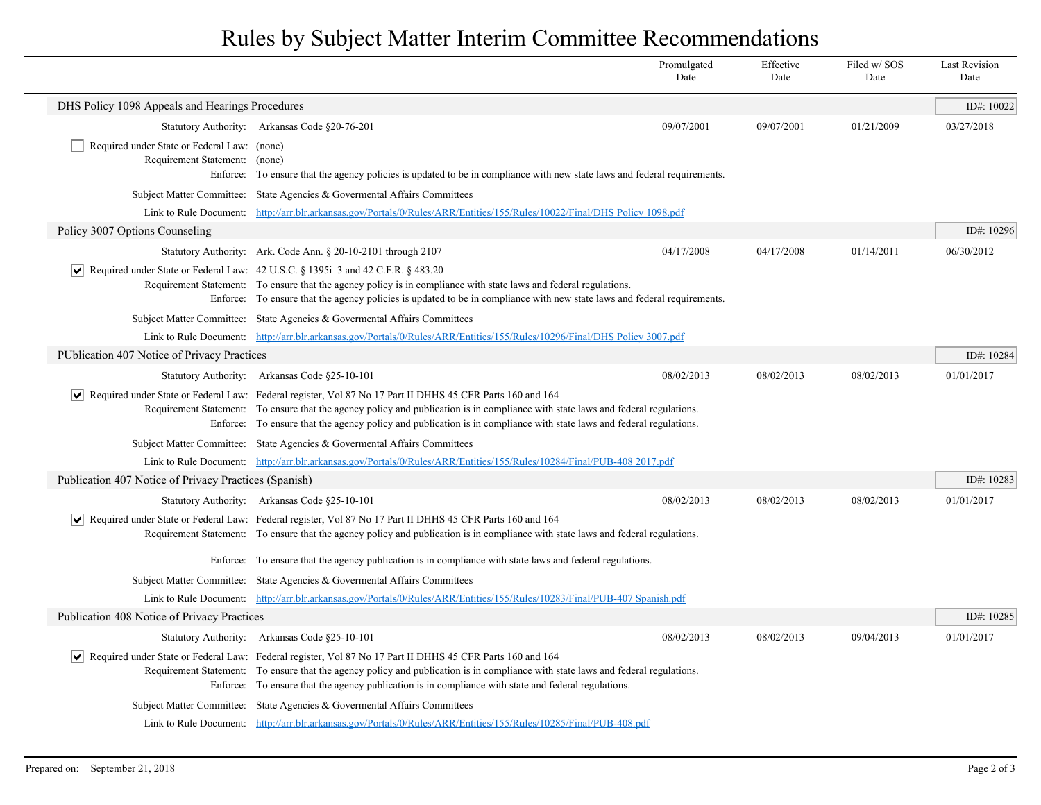# Rules by Subject Matter Interim Committee Recommendations

| | Promulgated Date | Effective Date | Filed w/ SOS Date | Last Revision Date |
|---|---|---|---|---|

## DHS Policy 1098 Appeals and Hearings Procedures

ID#: 10022

| | Promulgated Date | Effective Date | Filed w/ SOS Date | Last Revision Date |
|---|---|---|---|---|
| Statutory Authority: Arkansas Code §20-76-201 | 09/07/2001 | 09/07/2001 | 01/21/2009 | 03/27/2018 |

☐ Required under State or Federal Law: (none)

Requirement Statement: (none)

Enforce: To ensure that the agency policies is updated to be in compliance with new state laws and federal requirements.

Subject Matter Committee: State Agencies & Govermental Affairs Committees

Link to Rule Document: http://arr.blr.arkansas.gov/Portals/0/Rules/ARR/Entities/155/Rules/10022/Final/DHS Policy 1098.pdf

## Policy 3007 Options Counseling

ID#: 10296

| | Promulgated Date | Effective Date | Filed w/ SOS Date | Last Revision Date |
|---|---|---|---|---|
| Statutory Authority: Ark. Code Ann. § 20-10-2101 through 2107 | 04/17/2008 | 04/17/2008 | 01/14/2011 | 06/30/2012 |

☑ Required under State or Federal Law: 42 U.S.C. § 1395i–3 and 42 C.F.R. § 483.20

Requirement Statement: To ensure that the agency policy is in compliance with state laws and federal regulations.

Enforce: To ensure that the agency policies is updated to be in compliance with new state laws and federal requirements.

Subject Matter Committee: State Agencies & Govermental Affairs Committees

Link to Rule Document: http://arr.blr.arkansas.gov/Portals/0/Rules/ARR/Entities/155/Rules/10296/Final/DHS Policy 3007.pdf

## PUblication 407 Notice of Privacy Practices

ID#: 10284

| | Promulgated Date | Effective Date | Filed w/ SOS Date | Last Revision Date |
|---|---|---|---|---|
| Statutory Authority: Arkansas Code §25-10-101 | 08/02/2013 | 08/02/2013 | 08/02/2013 | 01/01/2017 |

☑ Required under State or Federal Law: Federal register, Vol 87 No 17 Part II DHHS 45 CFR Parts 160 and 164

Requirement Statement: To ensure that the agency policy and publication is in compliance with state laws and federal regulations.

Enforce: To ensure that the agency policy and publication is in compliance with state laws and federal regulations.

Subject Matter Committee: State Agencies & Govermental Affairs Committees

Link to Rule Document: http://arr.blr.arkansas.gov/Portals/0/Rules/ARR/Entities/155/Rules/10284/Final/PUB-408 2017.pdf

## Publication 407 Notice of Privacy Practices (Spanish)

ID#: 10283

| | Promulgated Date | Effective Date | Filed w/ SOS Date | Last Revision Date |
|---|---|---|---|---|
| Statutory Authority: Arkansas Code §25-10-101 | 08/02/2013 | 08/02/2013 | 08/02/2013 | 01/01/2017 |

☑ Required under State or Federal Law: Federal register, Vol 87 No 17 Part II DHHS 45 CFR Parts 160 and 164

Requirement Statement: To ensure that the agency policy and publication is in compliance with state laws and federal regulations.

Enforce: To ensure that the agency publication is in compliance with state laws and federal regulations.

Subject Matter Committee: State Agencies & Govermental Affairs Committees

Link to Rule Document: http://arr.blr.arkansas.gov/Portals/0/Rules/ARR/Entities/155/Rules/10283/Final/PUB-407 Spanish.pdf

## Publication 408 Notice of Privacy Practices

ID#: 10285

| | Promulgated Date | Effective Date | Filed w/ SOS Date | Last Revision Date |
|---|---|---|---|---|
| Statutory Authority: Arkansas Code §25-10-101 | 08/02/2013 | 08/02/2013 | 09/04/2013 | 01/01/2017 |

☑ Required under State or Federal Law: Federal register, Vol 87 No 17 Part II DHHS 45 CFR Parts 160 and 164

Requirement Statement: To ensure that the agency policy and publication is in compliance with state laws and federal regulations.

Enforce: To ensure that the agency publication is in compliance with state and federal regulations.

Subject Matter Committee: State Agencies & Govermental Affairs Committees

Link to Rule Document: http://arr.blr.arkansas.gov/Portals/0/Rules/ARR/Entities/155/Rules/10285/Final/PUB-408.pdf

Prepared on: September 21, 2018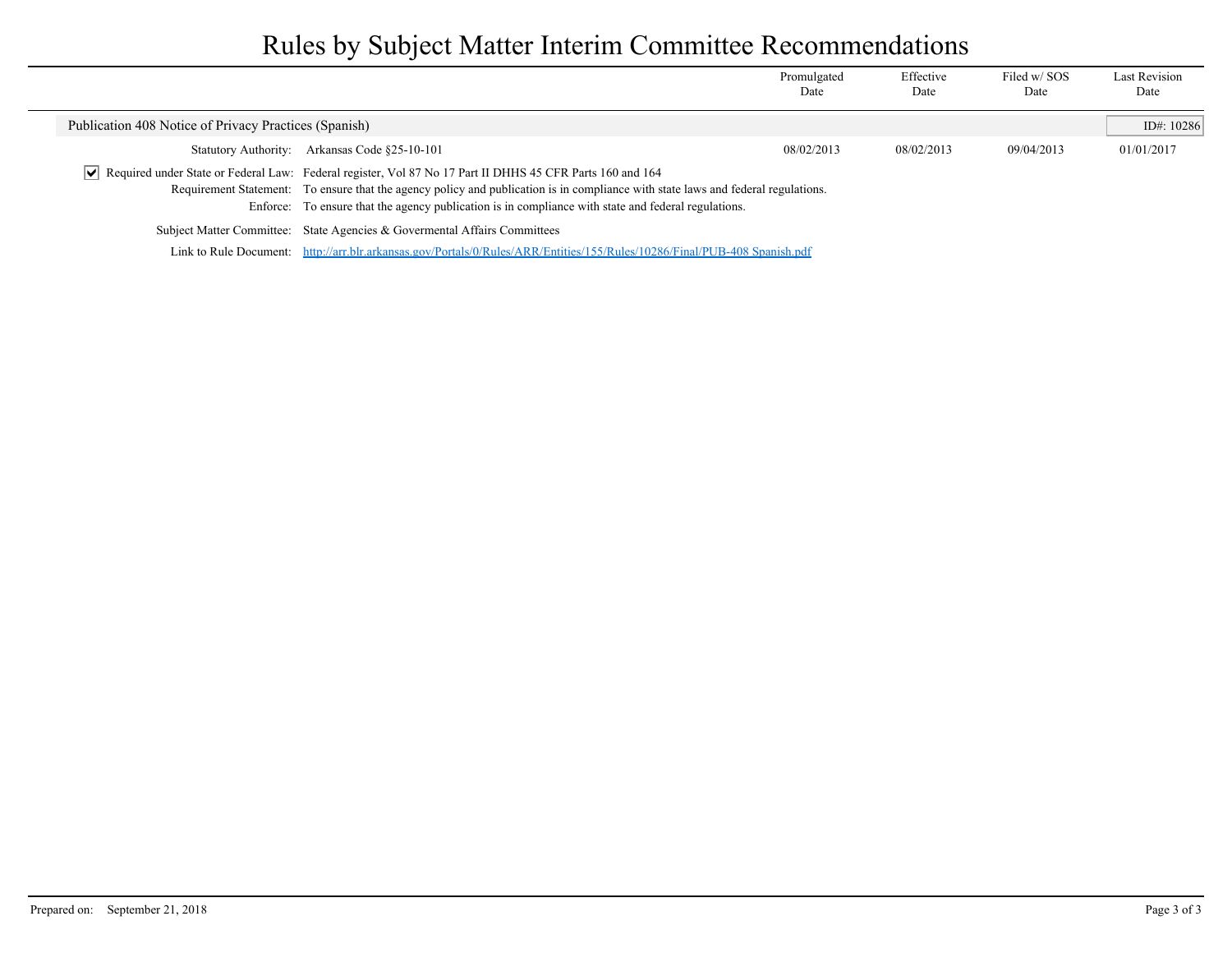# Rules by Subject Matter Interim Committee Recommendations

| | Promulgated Date | Effective Date | Filed w/ SOS Date | Last Revision Date |
|---|---|---|---|---|
| **Publication 408 Notice of Privacy Practices (Spanish)** | | | | ID#: 10286 |
| Statutory Authority: Arkansas Code §25-10-101 | 08/02/2013 | 08/02/2013 | 09/04/2013 | 01/01/2017 |

☑ Required under State or Federal Law: Federal register, Vol 87 No 17 Part II DHHS 45 CFR Parts 160 and 164

Requirement Statement: To ensure that the agency policy and publication is in compliance with state laws and federal regulations.

Enforce: To ensure that the agency publication is in compliance with state and federal regulations.

Subject Matter Committee: State Agencies & Govermental Affairs Committees

Link to Rule Document: http://arr.blr.arkansas.gov/Portals/0/Rules/ARR/Entities/155/Rules/10286/Final/PUB-408 Spanish.pdf

Prepared on: September 21, 2018